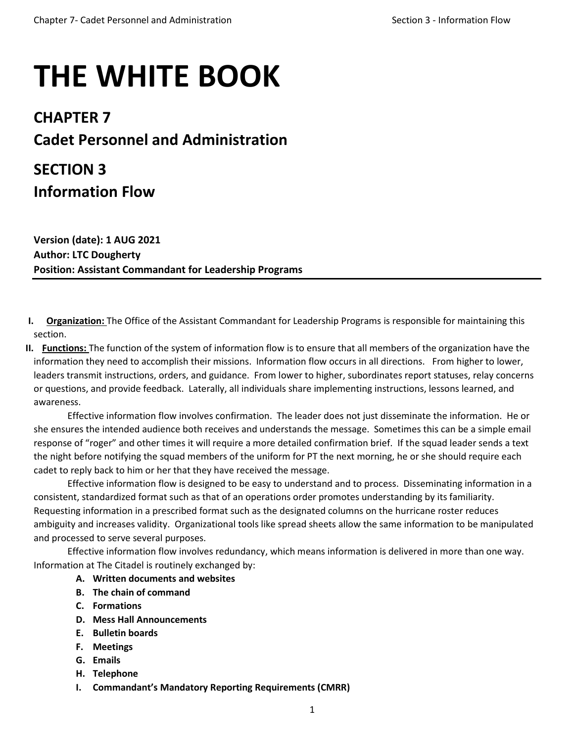# THE WHITE BOOK

## CHAPTER 7

## Cadet Personnel and Administration

## SECTION 3

## Information Flow

**Version (date): 1 AUG 2021**
**Author: LTC Dougherty**
**Position: Assistant Commandant for Leadership Programs**

---

**I. <u>Organization:</u>** The Office of the Assistant Commandant for Leadership Programs is responsible for maintaining this section.

**II. <u>Functions:</u>** The function of the system of information flow is to ensure that all members of the organization have the information they need to accomplish their missions. Information flow occurs in all directions. From higher to lower, leaders transmit instructions, orders, and guidance. From lower to higher, subordinates report statuses, relay concerns or questions, and provide feedback. Laterally, all individuals share implementing instructions, lessons learned, and awareness.

Effective information flow involves confirmation. The leader does not just disseminate the information. He or she ensures the intended audience both receives and understands the message. Sometimes this can be a simple email response of "roger" and other times it will require a more detailed confirmation brief. If the squad leader sends a text the night before notifying the squad members of the uniform for PT the next morning, he or she should require each cadet to reply back to him or her that they have received the message.

Effective information flow is designed to be easy to understand and to process. Disseminating information in a consistent, standardized format such as that of an operations order promotes understanding by its familiarity. Requesting information in a prescribed format such as the designated columns on the hurricane roster reduces ambiguity and increases validity. Organizational tools like spread sheets allow the same information to be manipulated and processed to serve several purposes.

Effective information flow involves redundancy, which means information is delivered in more than one way. Information at The Citadel is routinely exchanged by:

- **A. Written documents and websites**
- **B. The chain of command**
- **C. Formations**
- **D. Mess Hall Announcements**
- **E. Bulletin boards**
- **F. Meetings**
- **G. Emails**
- **H. Telephone**
- **I. Commandant's Mandatory Reporting Requirements (CMRR)**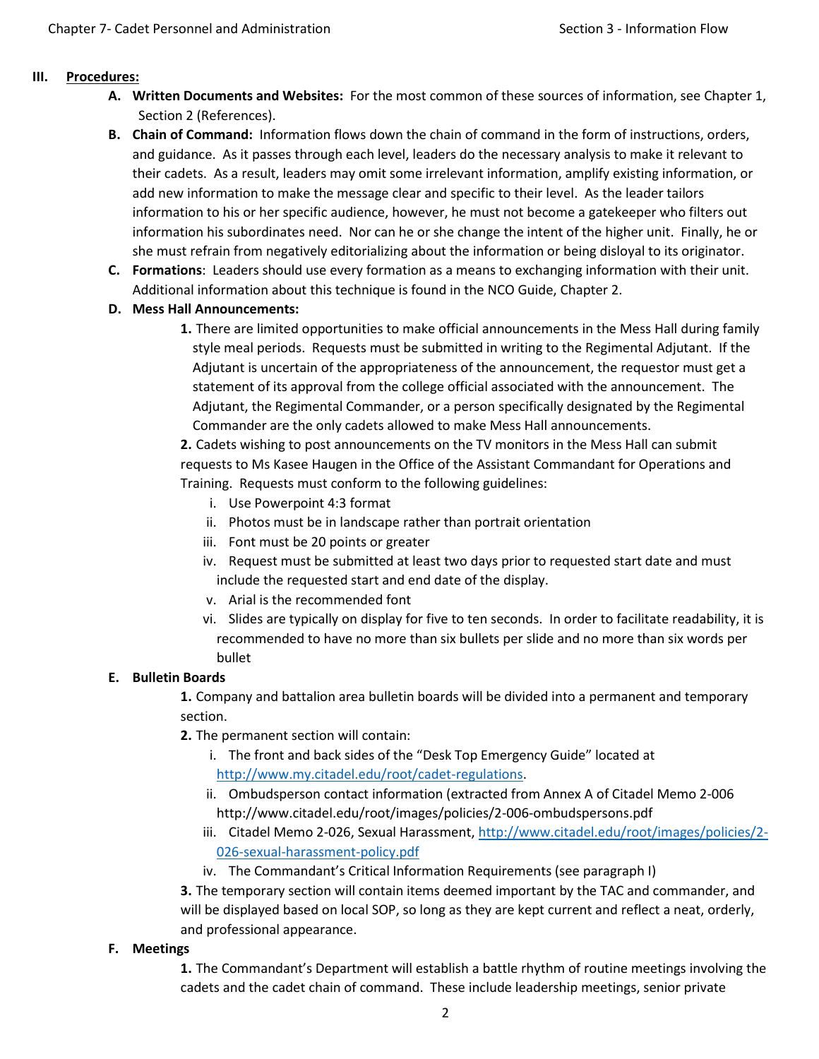## III. Procedures:

**A. Written Documents and Websites:** For the most common of these sources of information, see Chapter 1, Section 2 (References).

**B. Chain of Command:** Information flows down the chain of command in the form of instructions, orders, and guidance. As it passes through each level, leaders do the necessary analysis to make it relevant to their cadets. As a result, leaders may omit some irrelevant information, amplify existing information, or add new information to make the message clear and specific to their level. As the leader tailors information to his or her specific audience, however, he must not become a gatekeeper who filters out information his subordinates need. Nor can he or she change the intent of the higher unit. Finally, he or she must refrain from negatively editorializing about the information or being disloyal to its originator.

**C. Formations**: Leaders should use every formation as a means to exchanging information with their unit. Additional information about this technique is found in the NCO Guide, Chapter 2.

**D. Mess Hall Announcements:**

**1.** There are limited opportunities to make official announcements in the Mess Hall during family style meal periods. Requests must be submitted in writing to the Regimental Adjutant. If the Adjutant is uncertain of the appropriateness of the announcement, the requestor must get a statement of its approval from the college official associated with the announcement. The Adjutant, the Regimental Commander, or a person specifically designated by the Regimental Commander are the only cadets allowed to make Mess Hall announcements.

**2.** Cadets wishing to post announcements on the TV monitors in the Mess Hall can submit requests to Ms Kasee Haugen in the Office of the Assistant Commandant for Operations and Training. Requests must conform to the following guidelines:

i. Use Powerpoint 4:3 format
ii. Photos must be in landscape rather than portrait orientation
iii. Font must be 20 points or greater
iv. Request must be submitted at least two days prior to requested start date and must include the requested start and end date of the display.
v. Arial is the recommended font
vi. Slides are typically on display for five to ten seconds. In order to facilitate readability, it is recommended to have no more than six bullets per slide and no more than six words per bullet

**E. Bulletin Boards**

**1.** Company and battalion area bulletin boards will be divided into a permanent and temporary section.

**2.** The permanent section will contain:

i. The front and back sides of the "Desk Top Emergency Guide" located at http://www.my.citadel.edu/root/cadet-regulations.
ii. Ombudsperson contact information (extracted from Annex A of Citadel Memo 2-006 http://www.citadel.edu/root/images/policies/2-006-ombudspersons.pdf
iii. Citadel Memo 2-026, Sexual Harassment, http://www.citadel.edu/root/images/policies/2-026-sexual-harassment-policy.pdf
iv. The Commandant's Critical Information Requirements (see paragraph I)

**3.** The temporary section will contain items deemed important by the TAC and commander, and will be displayed based on local SOP, so long as they are kept current and reflect a neat, orderly, and professional appearance.

**F. Meetings**

**1.** The Commandant's Department will establish a battle rhythm of routine meetings involving the cadets and the cadet chain of command. These include leadership meetings, senior private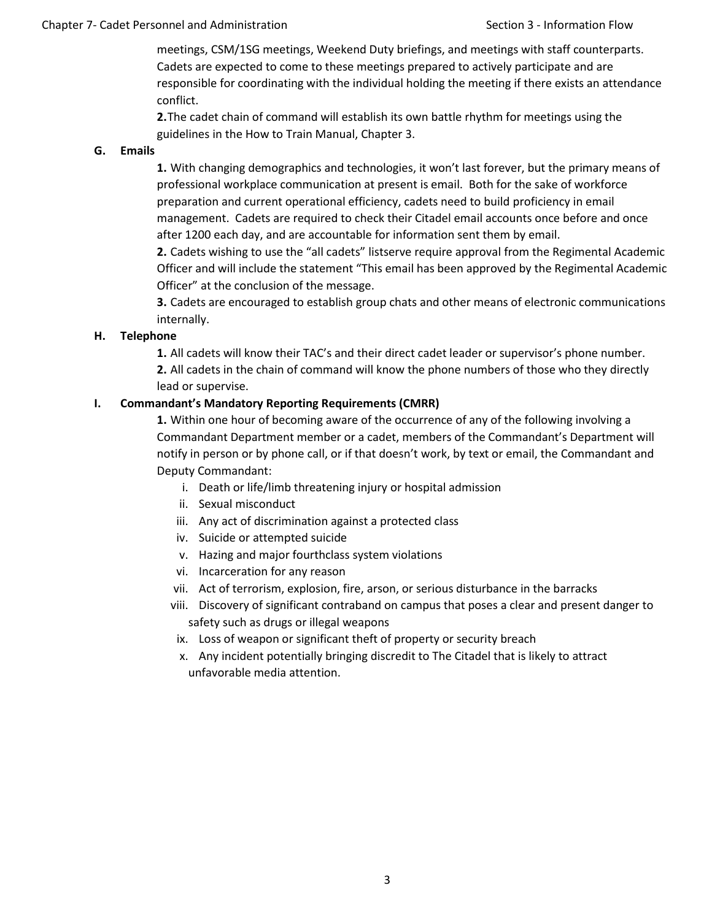meetings, CSM/1SG meetings, Weekend Duty briefings, and meetings with staff counterparts. Cadets are expected to come to these meetings prepared to actively participate and are responsible for coordinating with the individual holding the meeting if there exists an attendance conflict.

**2.** The cadet chain of command will establish its own battle rhythm for meetings using the guidelines in the How to Train Manual, Chapter 3.

**G. Emails**

**1.** With changing demographics and technologies, it won't last forever, but the primary means of professional workplace communication at present is email. Both for the sake of workforce preparation and current operational efficiency, cadets need to build proficiency in email management. Cadets are required to check their Citadel email accounts once before and once after 1200 each day, and are accountable for information sent them by email.

**2.** Cadets wishing to use the "all cadets" listserve require approval from the Regimental Academic Officer and will include the statement "This email has been approved by the Regimental Academic Officer" at the conclusion of the message.

**3.** Cadets are encouraged to establish group chats and other means of electronic communications internally.

**H. Telephone**

**1.** All cadets will know their TAC's and their direct cadet leader or supervisor's phone number.

**2.** All cadets in the chain of command will know the phone numbers of those who they directly lead or supervise.

**I. Commandant's Mandatory Reporting Requirements (CMRR)**

**1.** Within one hour of becoming aware of the occurrence of any of the following involving a Commandant Department member or a cadet, members of the Commandant's Department will notify in person or by phone call, or if that doesn't work, by text or email, the Commandant and Deputy Commandant:

i. Death or life/limb threatening injury or hospital admission
ii. Sexual misconduct
iii. Any act of discrimination against a protected class
iv. Suicide or attempted suicide
v. Hazing and major fourthclass system violations
vi. Incarceration for any reason
vii. Act of terrorism, explosion, fire, arson, or serious disturbance in the barracks
viii. Discovery of significant contraband on campus that poses a clear and present danger to safety such as drugs or illegal weapons
ix. Loss of weapon or significant theft of property or security breach
x. Any incident potentially bringing discredit to The Citadel that is likely to attract unfavorable media attention.